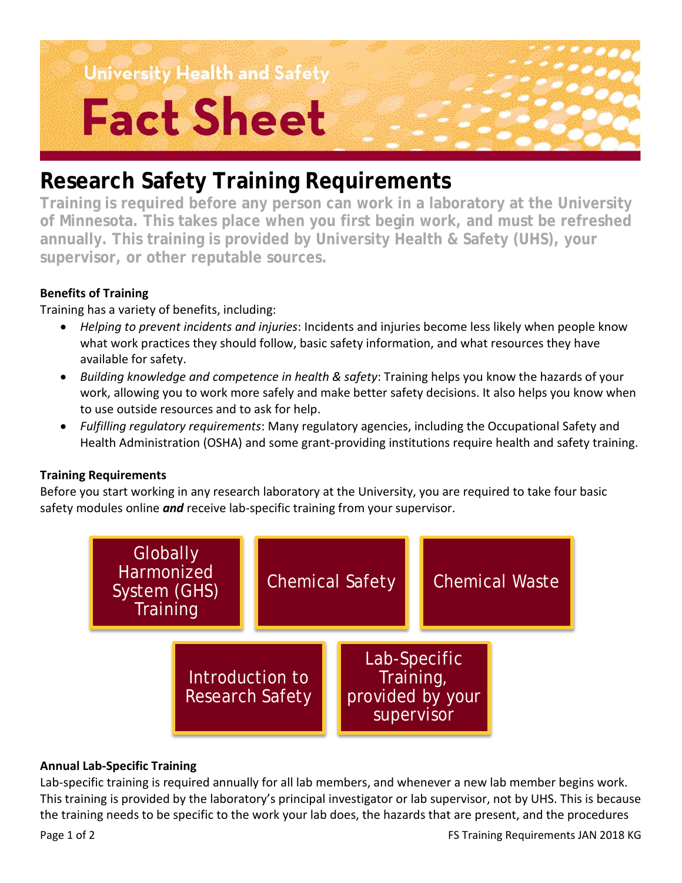University Health and Safety

# Fact Sheet

## Research Safety Training Requirements

**Training is required before any person can work in a laboratory at the University of Minnesota. This takes place when you first begin work, and must be refreshed annually. This training is provided by University Health & Safety (UHS), your supervisor, or other reputable sources.**

### Benefits of Training

Training has a variety of benefits, including:

- *Helping to prevent incidents and injuries*: Incidents and injuries become less likely when people know what work practices they should follow, basic safety information, and what resources they have available for safety.
- *Building knowledge and competence in health & safety*: Training helps you know the hazards of your work, allowing you to work more safely and make better safety decisions. It also helps you know when to use outside resources and to ask for help.
- *Fulfilling regulatory requirements*: Many regulatory agencies, including the Occupational Safety and Health Administration (OSHA) and some grant-providing institutions require health and safety training.

### Training Requirements

Before you start working in any research laboratory at the University, you are required to take four basic safety modules online ***and*** receive lab-specific training from your supervisor.

- Globally Harmonized System (GHS) Training
- Chemical Safety
- Chemical Waste
- Introduction to Research Safety
- Lab-Specific Training, provided by your supervisor

### Annual Lab-Specific Training

Lab-specific training is required annually for all lab members, and whenever a new lab member begins work. This training is provided by the laboratory's principal investigator or lab supervisor, not by UHS. This is because the training needs to be specific to the work your lab does, the hazards that are present, and the procedures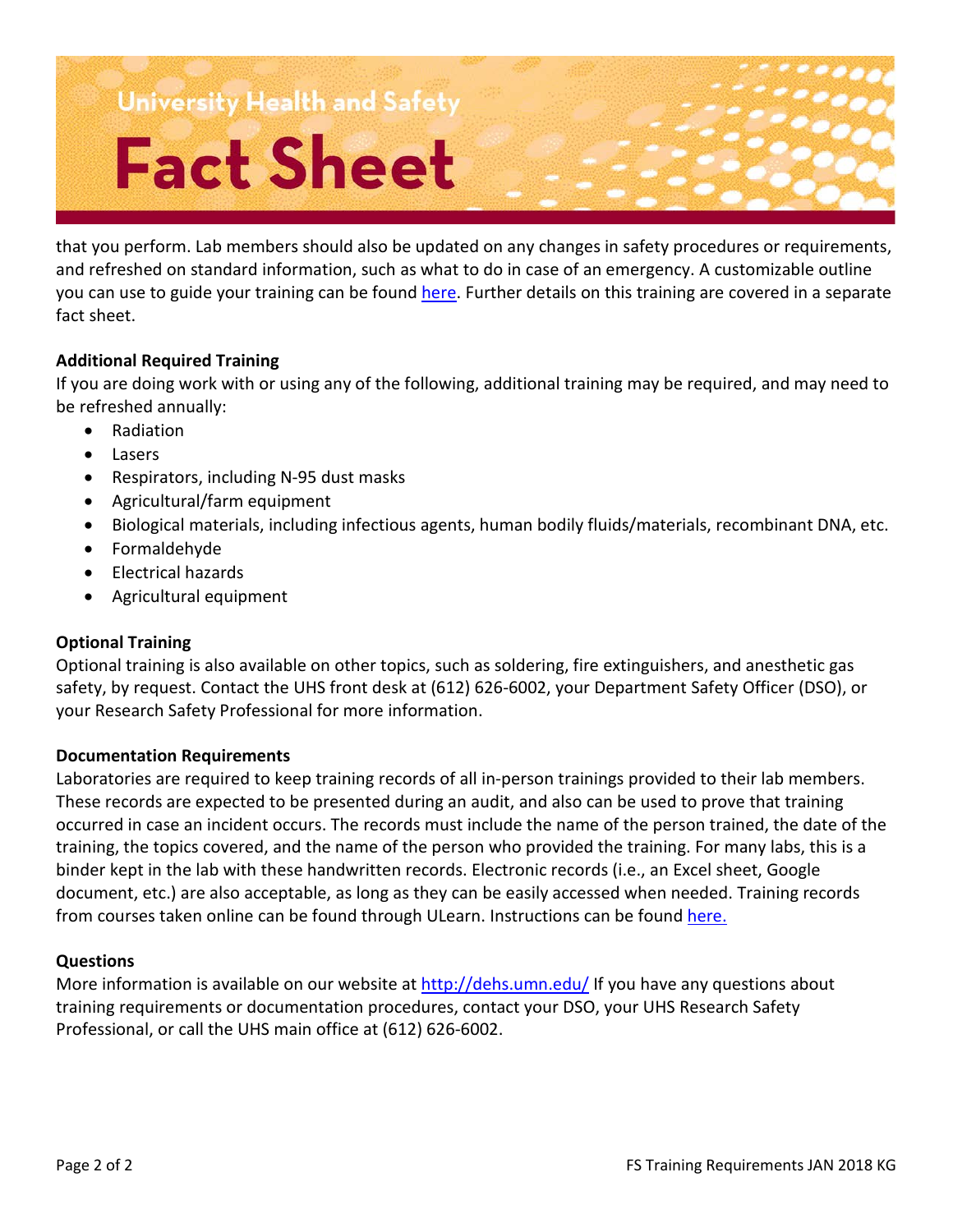that you perform. Lab members should also be updated on any changes in safety procedures or requirements, and refreshed on standard information, such as what to do in case of an emergency. A customizable outline you can use to guide your training can be found here. Further details on this training are covered in a separate fact sheet.

**Additional Required Training**

If you are doing work with or using any of the following, additional training may be required, and may need to be refreshed annually:

- Radiation
- Lasers
- Respirators, including N-95 dust masks
- Agricultural/farm equipment
- Biological materials, including infectious agents, human bodily fluids/materials, recombinant DNA, etc.
- Formaldehyde
- Electrical hazards
- Agricultural equipment

**Optional Training**

Optional training is also available on other topics, such as soldering, fire extinguishers, and anesthetic gas safety, by request. Contact the UHS front desk at (612) 626-6002, your Department Safety Officer (DSO), or your Research Safety Professional for more information.

**Documentation Requirements**

Laboratories are required to keep training records of all in-person trainings provided to their lab members. These records are expected to be presented during an audit, and also can be used to prove that training occurred in case an incident occurs. The records must include the name of the person trained, the date of the training, the topics covered, and the name of the person who provided the training. For many labs, this is a binder kept in the lab with these handwritten records. Electronic records (i.e., an Excel sheet, Google document, etc.) are also acceptable, as long as they can be easily accessed when needed. Training records from courses taken online can be found through ULearn. Instructions can be found here.

**Questions**

More information is available on our website at http://dehs.umn.edu/ If you have any questions about training requirements or documentation procedures, contact your DSO, your UHS Research Safety Professional, or call the UHS main office at (612) 626-6002.